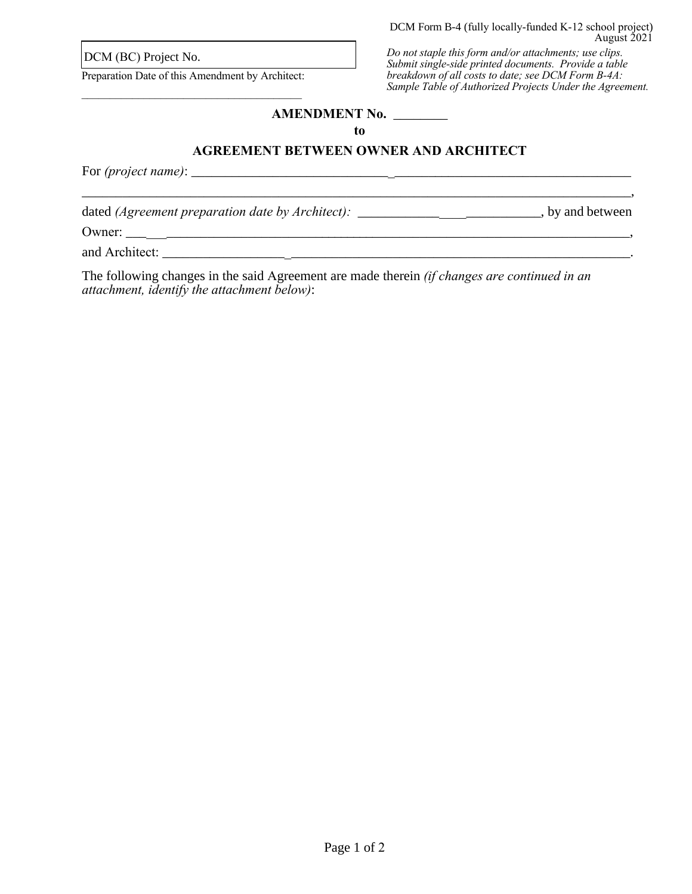DCM Form B-4 (fully locally-funded K-12 school project)
August 2021

| DCM (BC) Project No. |
|---|

Preparation Date of this Amendment by Architect:

_____________________________________

*Do not staple this form and/or attachments; use clips. Submit single-side printed documents. Provide a table breakdown of all costs to date; see DCM Form B-4A: Sample Table of Authorized Projects Under the Agreement.*

## AMENDMENT No. ________

**to**

## AGREEMENT BETWEEN OWNER AND ARCHITECT

For *(project name)*: _____________________________________________________________

_____________________________________________________________________________,

dated *(Agreement preparation date by Architect):* __________________________, by and between

Owner: ______________________________________________________________________,

and Architect: _________________________________________________________________.

The following changes in the said Agreement are made therein *(if changes are continued in an attachment, identify the attachment below)*: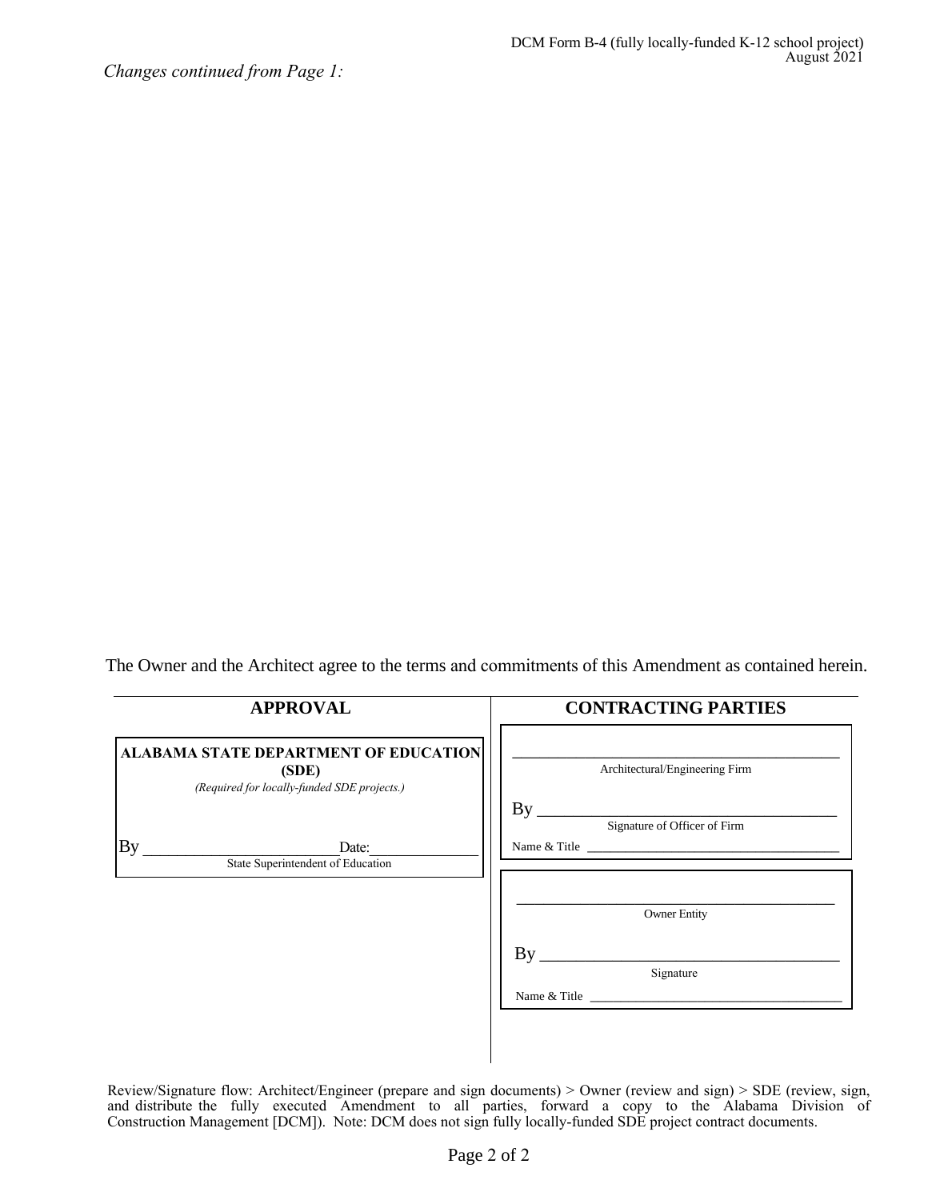*Changes continued from Page 1:*

The Owner and the Architect agree to the terms and commitments of this Amendment as contained herein.

| APPROVAL | CONTRACTING PARTIES |
|---|---|
| **ALABAMA STATE DEPARTMENT OF EDUCATION (SDE)**<br>*(Required for locally-funded SDE projects.)*<br><br>By ______________________ Date: ____________<br>State Superintendent of Education | ______________________________________<br>Architectural/Engineering Firm<br><br>By ___________________________________<br>Signature of Officer of Firm<br><br>Name & Title ___________________________ |
| | ______________________________________<br>Owner Entity<br><br>By ___________________________________<br>Signature<br><br>Name & Title ___________________________ |

Review/Signature flow: Architect/Engineer (prepare and sign documents) > Owner (review and sign) > SDE (review, sign, and distribute the fully executed Amendment to all parties, forward a copy to the Alabama Division of Construction Management [DCM]). Note: DCM does not sign fully locally-funded SDE project contract documents.